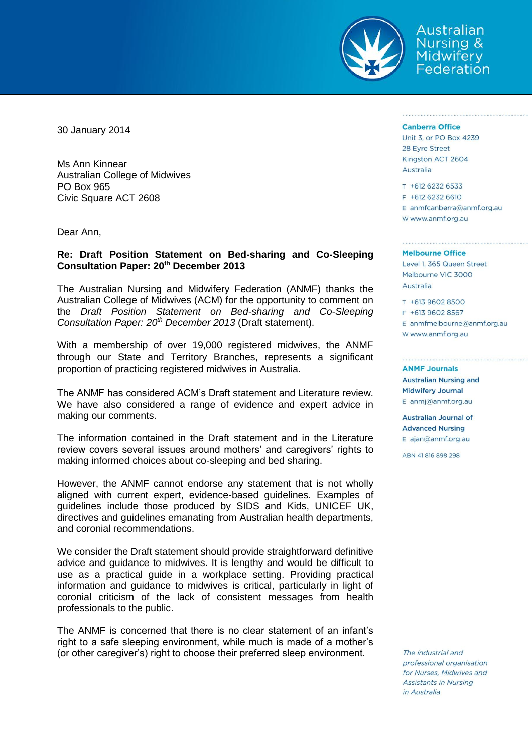Australian Nursing & Midwifery Federation

**Canberra Office**
Unit 3, or PO Box 4239
28 Eyre Street
Kingston ACT 2604
Australia

T +612 6232 6533
F +612 6232 6610
E anmfcanberra@anmf.org.au
W www.anmf.org.au

**Melbourne Office**
Level 1, 365 Queen Street
Melbourne VIC 3000
Australia

T +613 9602 8500
F +613 9602 8567
E anmfmelbourne@anmf.org.au
W www.anmf.org.au

**ANMF Journals**
**Australian Nursing and Midwifery Journal**
E anmj@anmf.org.au

**Australian Journal of Advanced Nursing**
E ajan@anmf.org.au

ABN 41 816 898 298

*The industrial and professional organisation for Nurses, Midwives and Assistants in Nursing in Australia*

30 January 2014

Ms Ann Kinnear
Australian College of Midwives
PO Box 965
Civic Square ACT 2608

Dear Ann,

**Re: Draft Position Statement on Bed-sharing and Co-Sleeping Consultation Paper: 20th December 2013**

The Australian Nursing and Midwifery Federation (ANMF) thanks the Australian College of Midwives (ACM) for the opportunity to comment on the *Draft Position Statement on Bed-sharing and Co-Sleeping Consultation Paper: 20th December 2013* (Draft statement).

With a membership of over 19,000 registered midwives, the ANMF through our State and Territory Branches, represents a significant proportion of practicing registered midwives in Australia.

The ANMF has considered ACM's Draft statement and Literature review. We have also considered a range of evidence and expert advice in making our comments.

The information contained in the Draft statement and in the Literature review covers several issues around mothers' and caregivers' rights to making informed choices about co-sleeping and bed sharing.

However, the ANMF cannot endorse any statement that is not wholly aligned with current expert, evidence-based guidelines. Examples of guidelines include those produced by SIDS and Kids, UNICEF UK, directives and guidelines emanating from Australian health departments, and coronial recommendations.

We consider the Draft statement should provide straightforward definitive advice and guidance to midwives. It is lengthy and would be difficult to use as a practical guide in a workplace setting. Providing practical information and guidance to midwives is critical, particularly in light of coronial criticism of the lack of consistent messages from health professionals to the public.

The ANMF is concerned that there is no clear statement of an infant's right to a safe sleeping environment, while much is made of a mother's (or other caregiver's) right to choose their preferred sleep environment.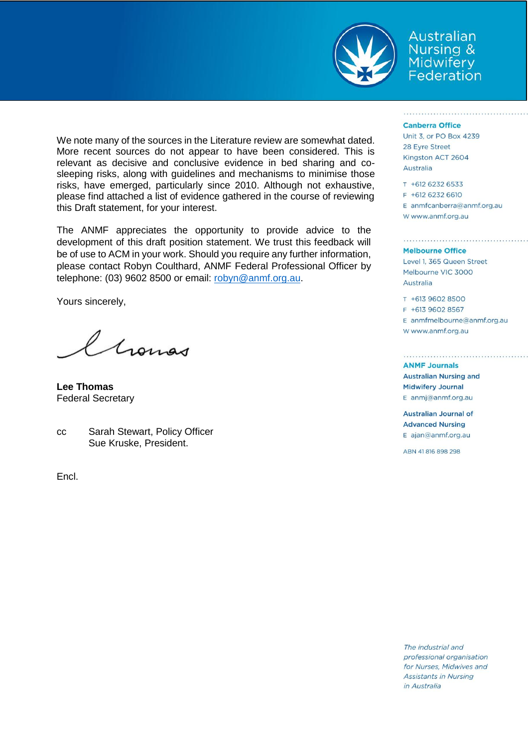We note many of the sources in the Literature review are somewhat dated. More recent sources do not appear to have been considered. This is relevant as decisive and conclusive evidence in bed sharing and co-sleeping risks, along with guidelines and mechanisms to minimise those risks, have emerged, particularly since 2010. Although not exhaustive, please find attached a list of evidence gathered in the course of reviewing this Draft statement, for your interest.

The ANMF appreciates the opportunity to provide advice to the development of this draft position statement. We trust this feedback will be of use to ACM in your work. Should you require any further information, please contact Robyn Coulthard, ANMF Federal Professional Officer by telephone: (03) 9602 8500 or email: robyn@anmf.org.au.

Yours sincerely,

**Lee Thomas**
Federal Secretary

cc Sarah Stewart, Policy Officer
Sue Kruske, President.

Encl.

**Canberra Office**
Unit 3, or PO Box 4239
28 Eyre Street
Kingston ACT 2604
Australia

T +612 6232 6533
F +612 6232 6610
E anmfcanberra@anmf.org.au
W www.anmf.org.au

**Melbourne Office**
Level 1, 365 Queen Street
Melbourne VIC 3000
Australia

T +613 9602 8500
F +613 9602 8567
E anmfmelbourne@anmf.org.au
W www.anmf.org.au

**ANMF Journals**

Australian Nursing and Midwifery Journal
E anmj@anmf.org.au

Australian Journal of Advanced Nursing
E ajan@anmf.org.au

ABN 41 816 898 298

*The industrial and professional organisation for Nurses, Midwives and Assistants in Nursing in Australia*